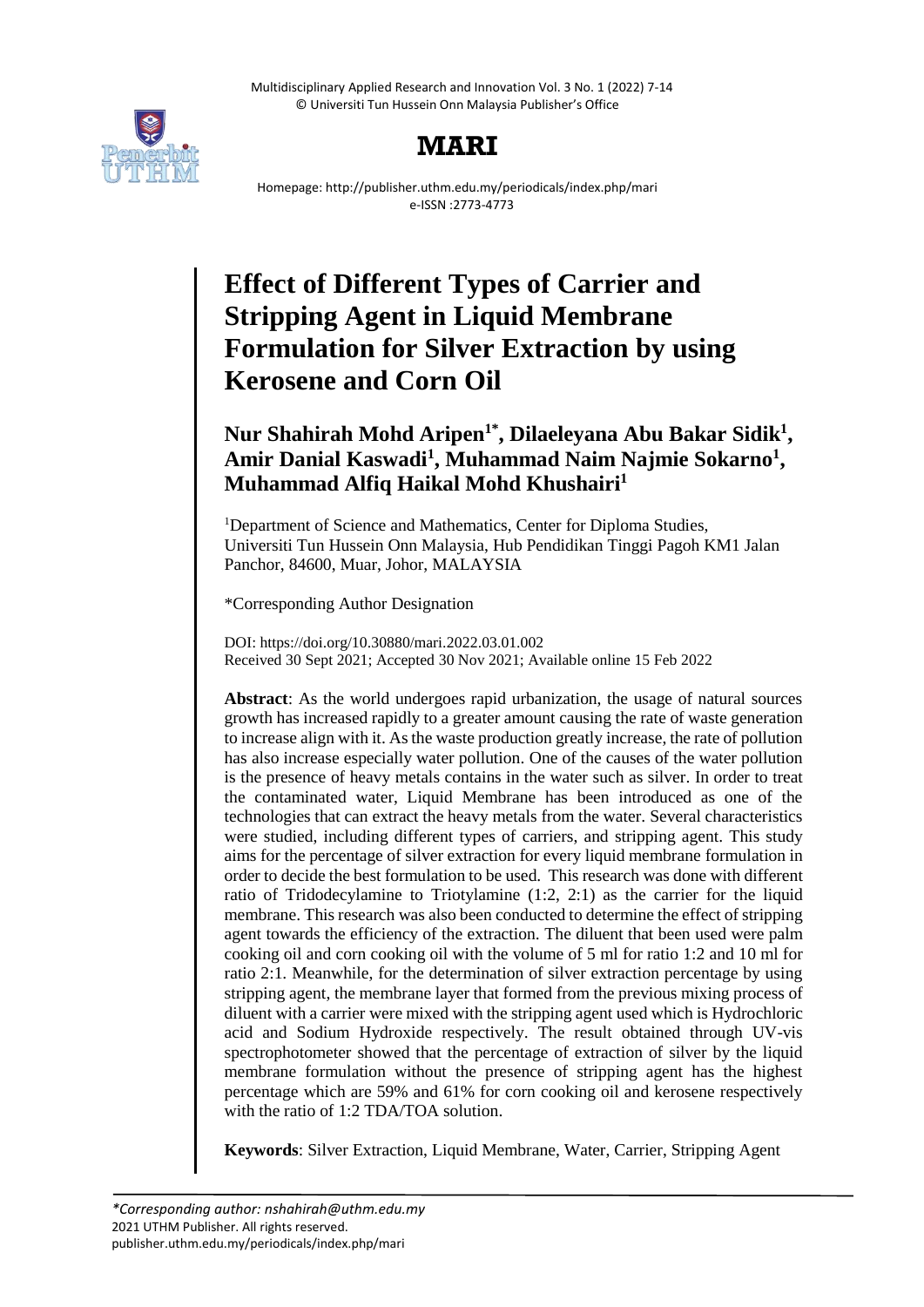# Effect of Different Types of Carrier and Stripping Agent in Liquid Membrane Formulation for Silver Extraction by using Kerosene and Corn Oil

**Nur Shahirah Mohd Aripen[1*], Dilaeleyana Abu Bakar Sidik[1], Amir Danial Kaswadi[1], Muhammad Naim Najmie Sokarno[1], Muhammad Alfiq Haikal Mohd Khushairi[1]**

[1]Department of Science and Mathematics, Center for Diploma Studies, Universiti Tun Hussein Onn Malaysia, Hub Pendidikan Tinggi Pagoh KM1 Jalan Panchor, 84600, Muar, Johor, MALAYSIA

*Corresponding Author Designation

DOI: https://doi.org/10.30880/mari.2022.03.01.002
Received 30 Sept 2021; Accepted 30 Nov 2021; Available online 15 Feb 2022

**Abstract**: As the world undergoes rapid urbanization, the usage of natural sources growth has increased rapidly to a greater amount causing the rate of waste generation to increase align with it. As the waste production greatly increase, the rate of pollution has also increase especially water pollution. One of the causes of the water pollution is the presence of heavy metals contains in the water such as silver. In order to treat the contaminated water, Liquid Membrane has been introduced as one of the technologies that can extract the heavy metals from the water. Several characteristics were studied, including different types of carriers, and stripping agent. This study aims for the percentage of silver extraction for every liquid membrane formulation in order to decide the best formulation to be used. This research was done with different ratio of Tridodecylamine to Triotylamine (1:2, 2:1) as the carrier for the liquid membrane. This research was also been conducted to determine the effect of stripping agent towards the efficiency of the extraction. The diluent that been used were palm cooking oil and corn cooking oil with the volume of 5 ml for ratio 1:2 and 10 ml for ratio 2:1. Meanwhile, for the determination of silver extraction percentage by using stripping agent, the membrane layer that formed from the previous mixing process of diluent with a carrier were mixed with the stripping agent used which is Hydrochloric acid and Sodium Hydroxide respectively. The result obtained through UV-vis spectrophotometer showed that the percentage of extraction of silver by the liquid membrane formulation without the presence of stripping agent has the highest percentage which are 59% and 61% for corn cooking oil and kerosene respectively with the ratio of 1:2 TDA/TOA solution.

**Keywords**: Silver Extraction, Liquid Membrane, Water, Carrier, Stripping Agent

*Corresponding author: nshahirah@uthm.edu.my
2021 UTHM Publisher. All rights reserved.
publisher.uthm.edu.my/periodicals/index.php/mari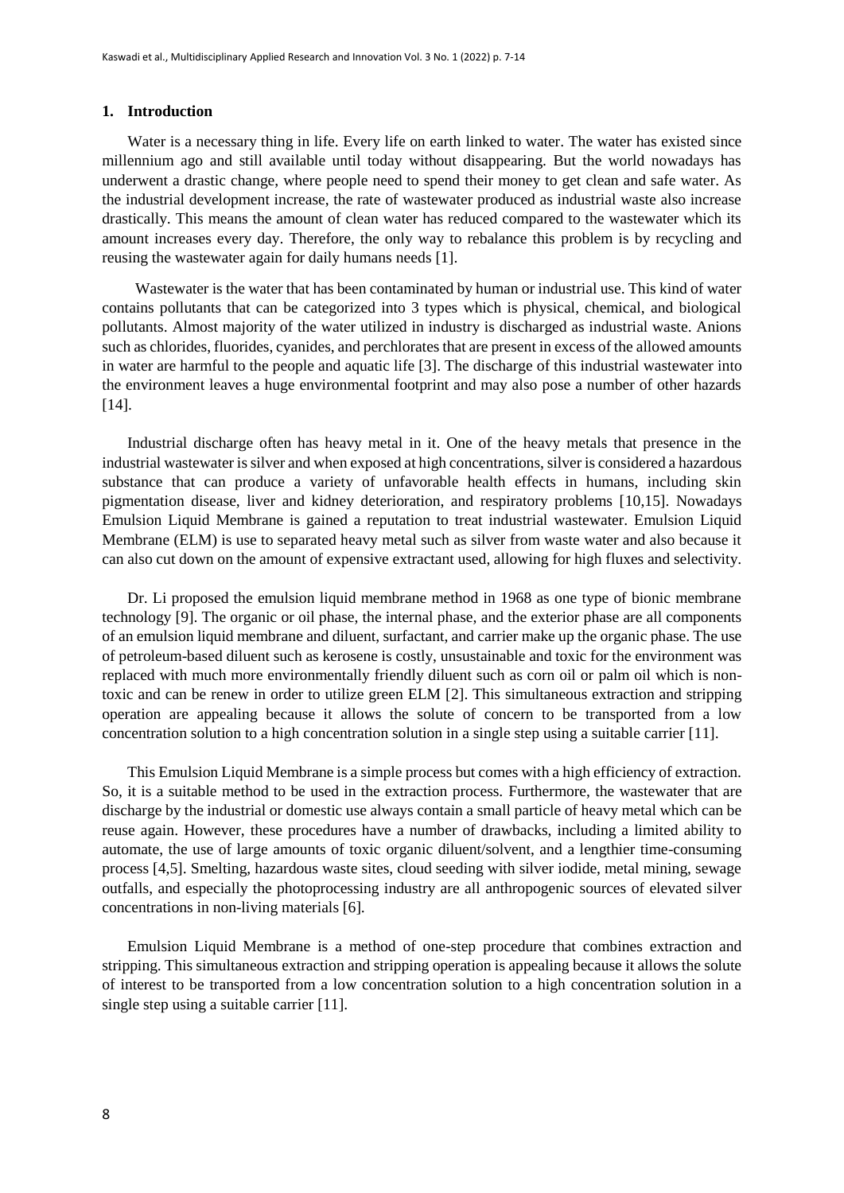## 1. Introduction

Water is a necessary thing in life. Every life on earth linked to water. The water has existed since millennium ago and still available until today without disappearing. But the world nowadays has underwent a drastic change, where people need to spend their money to get clean and safe water. As the industrial development increase, the rate of wastewater produced as industrial waste also increase drastically. This means the amount of clean water has reduced compared to the wastewater which its amount increases every day. Therefore, the only way to rebalance this problem is by recycling and reusing the wastewater again for daily humans needs [1].

Wastewater is the water that has been contaminated by human or industrial use. This kind of water contains pollutants that can be categorized into 3 types which is physical, chemical, and biological pollutants. Almost majority of the water utilized in industry is discharged as industrial waste. Anions such as chlorides, fluorides, cyanides, and perchlorates that are present in excess of the allowed amounts in water are harmful to the people and aquatic life [3]. The discharge of this industrial wastewater into the environment leaves a huge environmental footprint and may also pose a number of other hazards [14].

Industrial discharge often has heavy metal in it. One of the heavy metals that presence in the industrial wastewater is silver and when exposed at high concentrations, silver is considered a hazardous substance that can produce a variety of unfavorable health effects in humans, including skin pigmentation disease, liver and kidney deterioration, and respiratory problems [10,15]. Nowadays Emulsion Liquid Membrane is gained a reputation to treat industrial wastewater. Emulsion Liquid Membrane (ELM) is use to separated heavy metal such as silver from waste water and also because it can also cut down on the amount of expensive extractant used, allowing for high fluxes and selectivity.

Dr. Li proposed the emulsion liquid membrane method in 1968 as one type of bionic membrane technology [9]. The organic or oil phase, the internal phase, and the exterior phase are all components of an emulsion liquid membrane and diluent, surfactant, and carrier make up the organic phase. The use of petroleum-based diluent such as kerosene is costly, unsustainable and toxic for the environment was replaced with much more environmentally friendly diluent such as corn oil or palm oil which is non-toxic and can be renew in order to utilize green ELM [2]. This simultaneous extraction and stripping operation are appealing because it allows the solute of concern to be transported from a low concentration solution to a high concentration solution in a single step using a suitable carrier [11].

This Emulsion Liquid Membrane is a simple process but comes with a high efficiency of extraction. So, it is a suitable method to be used in the extraction process. Furthermore, the wastewater that are discharge by the industrial or domestic use always contain a small particle of heavy metal which can be reuse again. However, these procedures have a number of drawbacks, including a limited ability to automate, the use of large amounts of toxic organic diluent/solvent, and a lengthier time-consuming process [4,5]. Smelting, hazardous waste sites, cloud seeding with silver iodide, metal mining, sewage outfalls, and especially the photoprocessing industry are all anthropogenic sources of elevated silver concentrations in non-living materials [6].

Emulsion Liquid Membrane is a method of one-step procedure that combines extraction and stripping. This simultaneous extraction and stripping operation is appealing because it allows the solute of interest to be transported from a low concentration solution to a high concentration solution in a single step using a suitable carrier [11].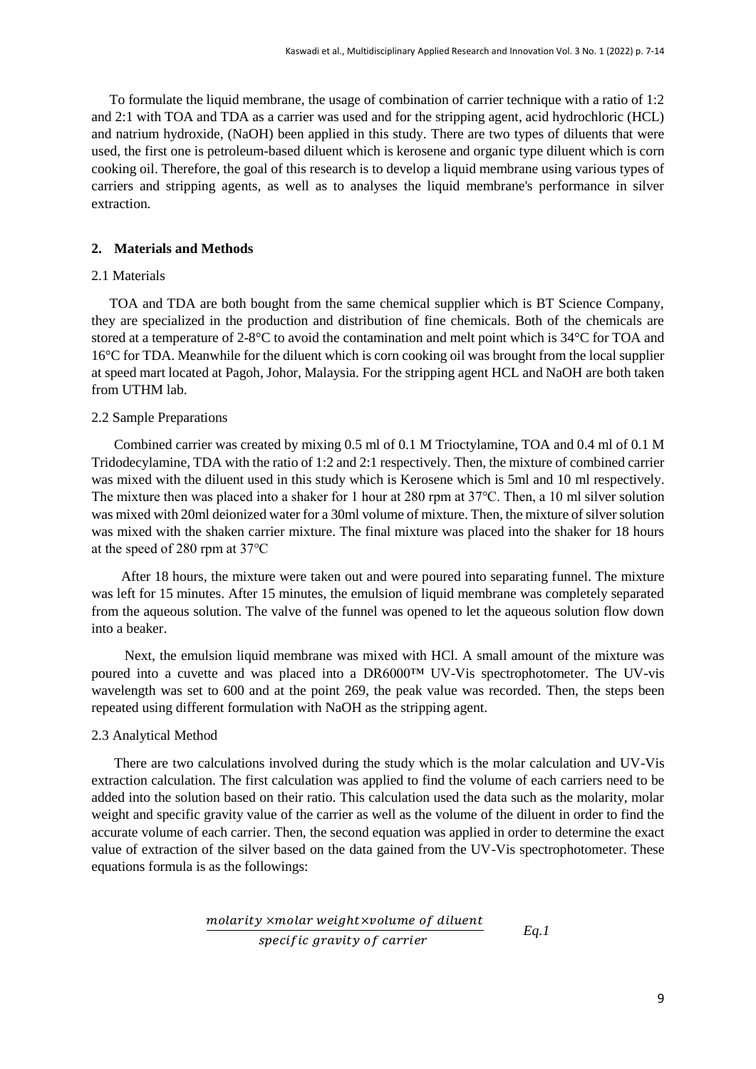To formulate the liquid membrane, the usage of combination of carrier technique with a ratio of 1:2 and 2:1 with TOA and TDA as a carrier was used and for the stripping agent, acid hydrochloric (HCL) and natrium hydroxide, (NaOH) been applied in this study. There are two types of diluents that were used, the first one is petroleum-based diluent which is kerosene and organic type diluent which is corn cooking oil. Therefore, the goal of this research is to develop a liquid membrane using various types of carriers and stripping agents, as well as to analyses the liquid membrane's performance in silver extraction.

## 2. Materials and Methods

### 2.1 Materials

TOA and TDA are both bought from the same chemical supplier which is BT Science Company, they are specialized in the production and distribution of fine chemicals. Both of the chemicals are stored at a temperature of 2-8°C to avoid the contamination and melt point which is 34°C for TOA and 16°C for TDA. Meanwhile for the diluent which is corn cooking oil was brought from the local supplier at speed mart located at Pagoh, Johor, Malaysia. For the stripping agent HCL and NaOH are both taken from UTHM lab.

### 2.2 Sample Preparations

Combined carrier was created by mixing 0.5 ml of 0.1 M Trioctylamine, TOA and 0.4 ml of 0.1 M Tridodecylamine, TDA with the ratio of 1:2 and 2:1 respectively. Then, the mixture of combined carrier was mixed with the diluent used in this study which is Kerosene which is 5ml and 10 ml respectively. The mixture then was placed into a shaker for 1 hour at 280 rpm at 37℃. Then, a 10 ml silver solution was mixed with 20ml deionized water for a 30ml volume of mixture. Then, the mixture of silver solution was mixed with the shaken carrier mixture. The final mixture was placed into the shaker for 18 hours at the speed of 280 rpm at 37℃

After 18 hours, the mixture were taken out and were poured into separating funnel. The mixture was left for 15 minutes. After 15 minutes, the emulsion of liquid membrane was completely separated from the aqueous solution. The valve of the funnel was opened to let the aqueous solution flow down into a beaker.

Next, the emulsion liquid membrane was mixed with HCl. A small amount of the mixture was poured into a cuvette and was placed into a DR6000™ UV-Vis spectrophotometer. The UV-vis wavelength was set to 600 and at the point 269, the peak value was recorded. Then, the steps been repeated using different formulation with NaOH as the stripping agent.

### 2.3 Analytical Method

There are two calculations involved during the study which is the molar calculation and UV-Vis extraction calculation. The first calculation was applied to find the volume of each carriers need to be added into the solution based on their ratio. This calculation used the data such as the molarity, molar weight and specific gravity value of the carrier as well as the volume of the diluent in order to find the accurate volume of each carrier. Then, the second equation was applied in order to determine the exact value of extraction of the silver based on the data gained from the UV-Vis spectrophotometer. These equations formula is as the followings:

$$\frac{molarity \times molar\ weight \times volume\ of\ diluent}{specific\ gravity\ of\ carrier} \qquad Eq.1$$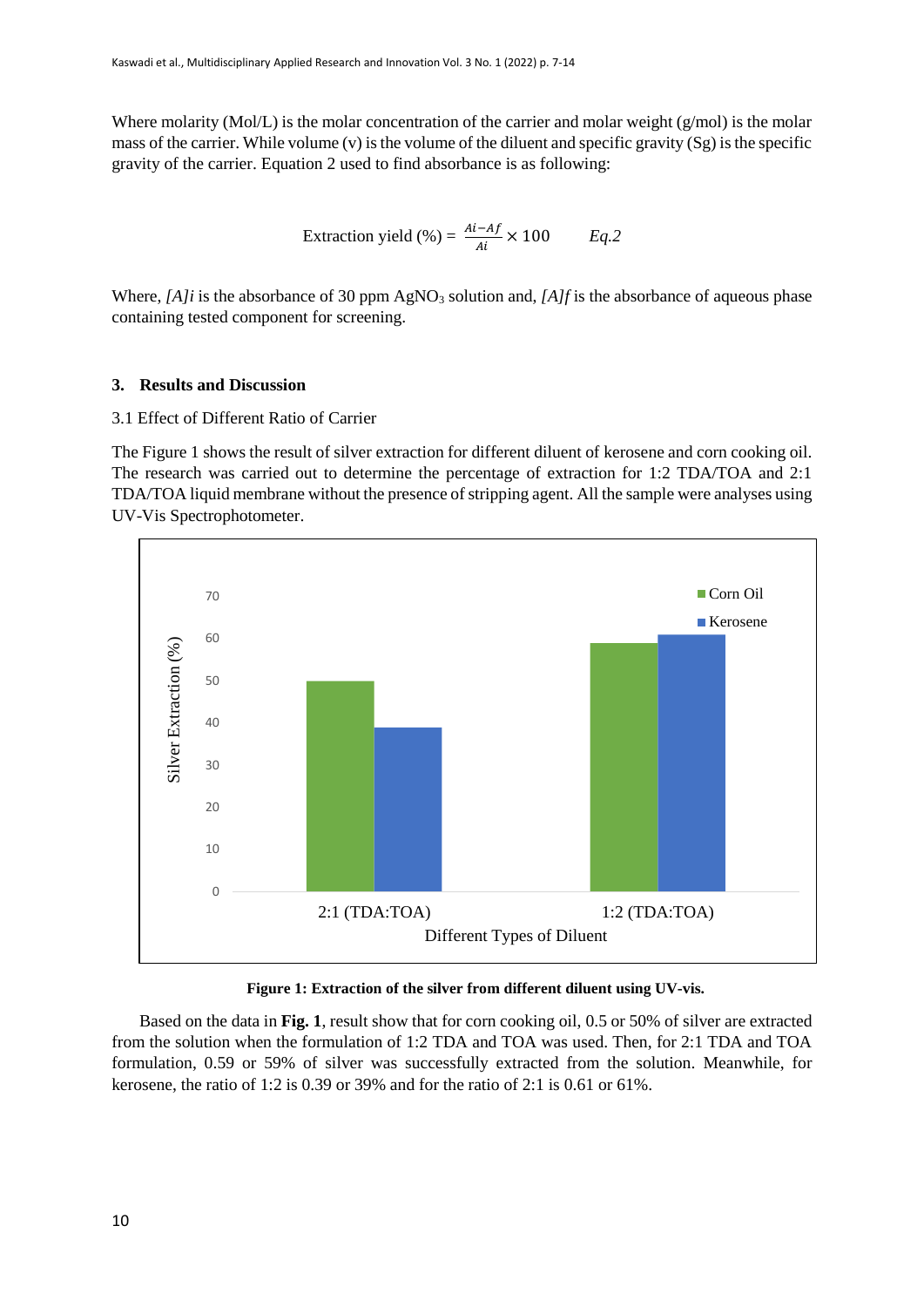Where molarity (Mol/L) is the molar concentration of the carrier and molar weight (g/mol) is the molar mass of the carrier. While volume (v) is the volume of the diluent and specific gravity (Sg) is the specific gravity of the carrier. Equation 2 used to find absorbance is as following:

$$\text{Extraction yield (\%)} = \frac{Ai - Af}{Ai} \times 100 \qquad \textit{Eq.2}$$

Where, *[A]i* is the absorbance of 30 ppm $AgNO_3$ solution and, *[A]f* is the absorbance of aqueous phase containing tested component for screening.

## 3. Results and Discussion

### 3.1 Effect of Different Ratio of Carrier

The Figure 1 shows the result of silver extraction for different diluent of kerosene and corn cooking oil. The research was carried out to determine the percentage of extraction for 1:2 TDA/TOA and 2:1 TDA/TOA liquid membrane without the presence of stripping agent. All the sample were analyses using UV-Vis Spectrophotometer.

**Figure 1: Extraction of the silver from different diluent using UV-vis.**

Based on the data in **Fig. 1**, result show that for corn cooking oil, 0.5 or 50% of silver are extracted from the solution when the formulation of 1:2 TDA and TOA was used. Then, for 2:1 TDA and TOA formulation, 0.59 or 59% of silver was successfully extracted from the solution. Meanwhile, for kerosene, the ratio of 1:2 is 0.39 or 39% and for the ratio of 2:1 is 0.61 or 61%.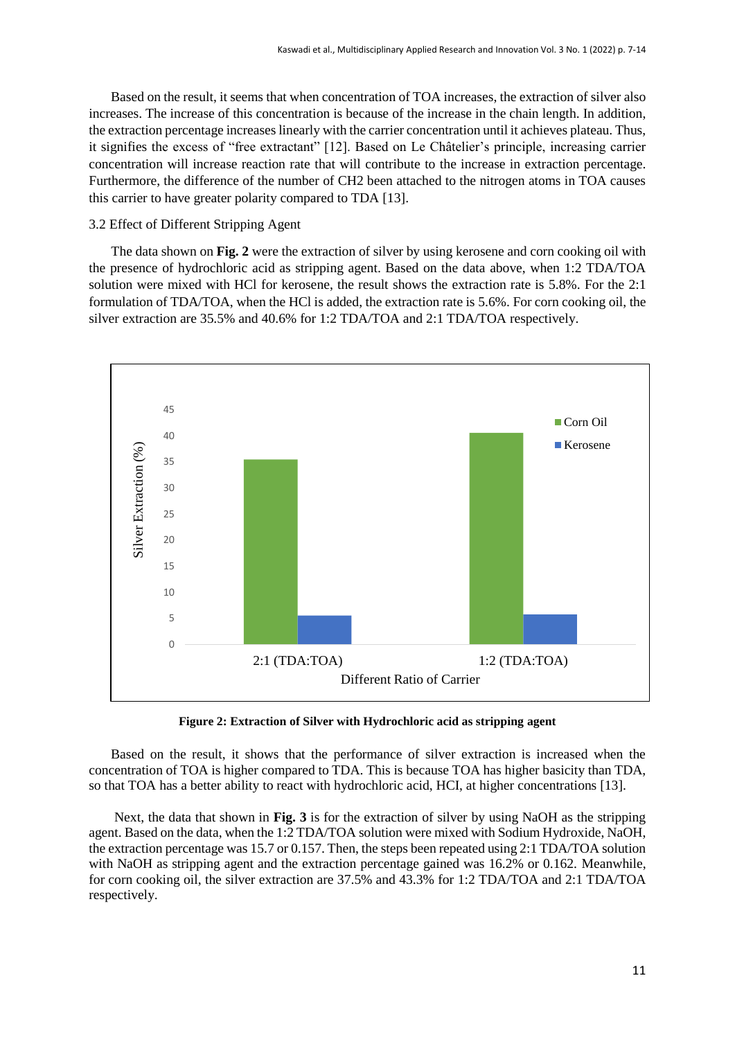Based on the result, it seems that when concentration of TOA increases, the extraction of silver also increases. The increase of this concentration is because of the increase in the chain length. In addition, the extraction percentage increases linearly with the carrier concentration until it achieves plateau. Thus, it signifies the excess of "free extractant" [12]. Based on Le Châtelier's principle, increasing carrier concentration will increase reaction rate that will contribute to the increase in extraction percentage. Furthermore, the difference of the number of CH2 been attached to the nitrogen atoms in TOA causes this carrier to have greater polarity compared to TDA [13].

### 3.2 Effect of Different Stripping Agent

The data shown on **Fig. 2** were the extraction of silver by using kerosene and corn cooking oil with the presence of hydrochloric acid as stripping agent. Based on the data above, when 1:2 TDA/TOA solution were mixed with HCl for kerosene, the result shows the extraction rate is 5.8%. For the 2:1 formulation of TDA/TOA, when the HCl is added, the extraction rate is 5.6%. For corn cooking oil, the silver extraction are 35.5% and 40.6% for 1:2 TDA/TOA and 2:1 TDA/TOA respectively.

**Figure 2: Extraction of Silver with Hydrochloric acid as stripping agent**

Based on the result, it shows that the performance of silver extraction is increased when the concentration of TOA is higher compared to TDA. This is because TOA has higher basicity than TDA, so that TOA has a better ability to react with hydrochloric acid, HCI, at higher concentrations [13].

Next, the data that shown in **Fig. 3** is for the extraction of silver by using NaOH as the stripping agent. Based on the data, when the 1:2 TDA/TOA solution were mixed with Sodium Hydroxide, NaOH, the extraction percentage was 15.7 or 0.157. Then, the steps been repeated using 2:1 TDA/TOA solution with NaOH as stripping agent and the extraction percentage gained was 16.2% or 0.162. Meanwhile, for corn cooking oil, the silver extraction are 37.5% and 43.3% for 1:2 TDA/TOA and 2:1 TDA/TOA respectively.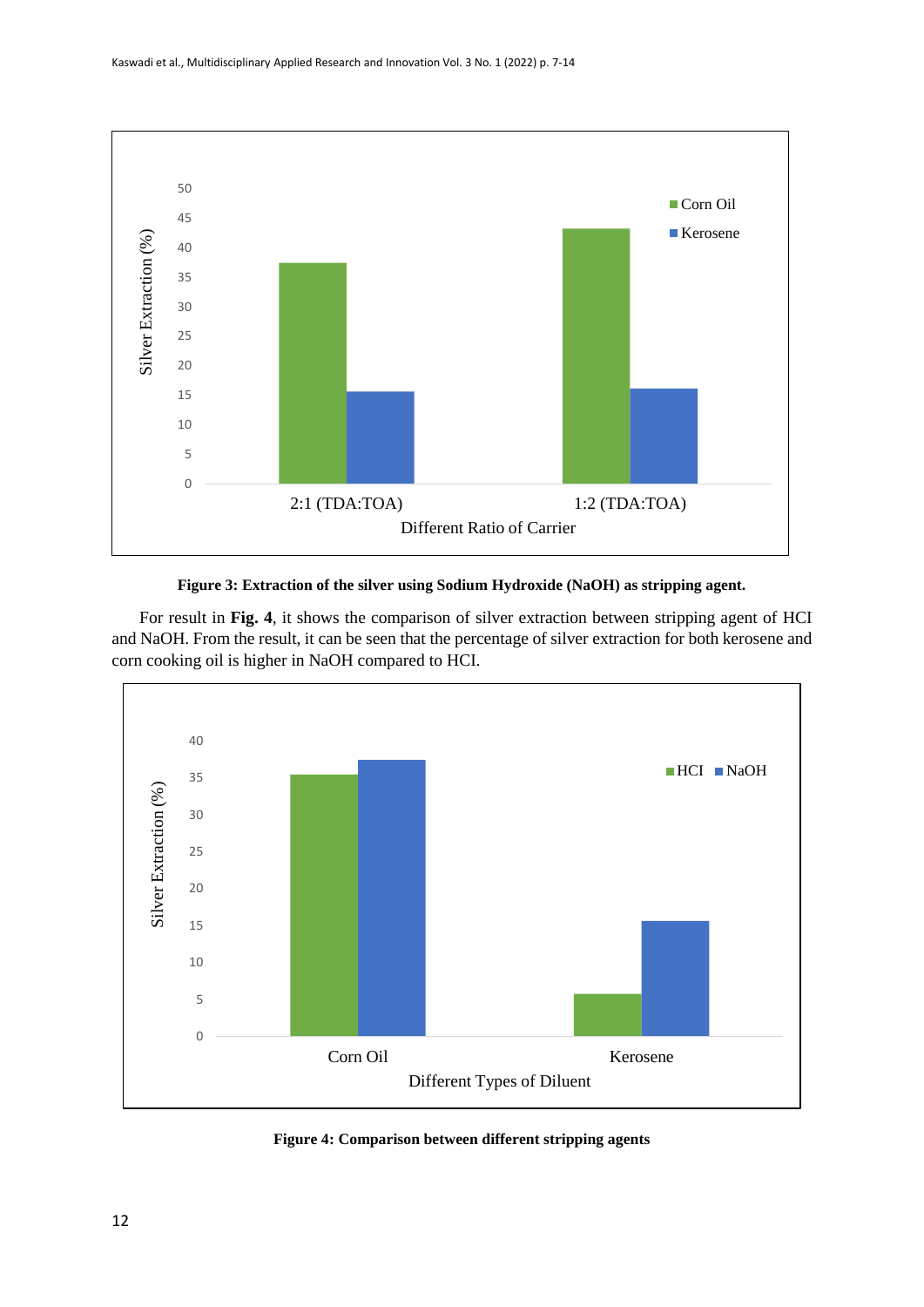**Figure 3: Extraction of the silver using Sodium Hydroxide (NaOH) as stripping agent.**

For result in **Fig. 4**, it shows the comparison of silver extraction between stripping agent of HCI and NaOH. From the result, it can be seen that the percentage of silver extraction for both kerosene and corn cooking oil is higher in NaOH compared to HCI.

**Figure 4: Comparison between different stripping agents**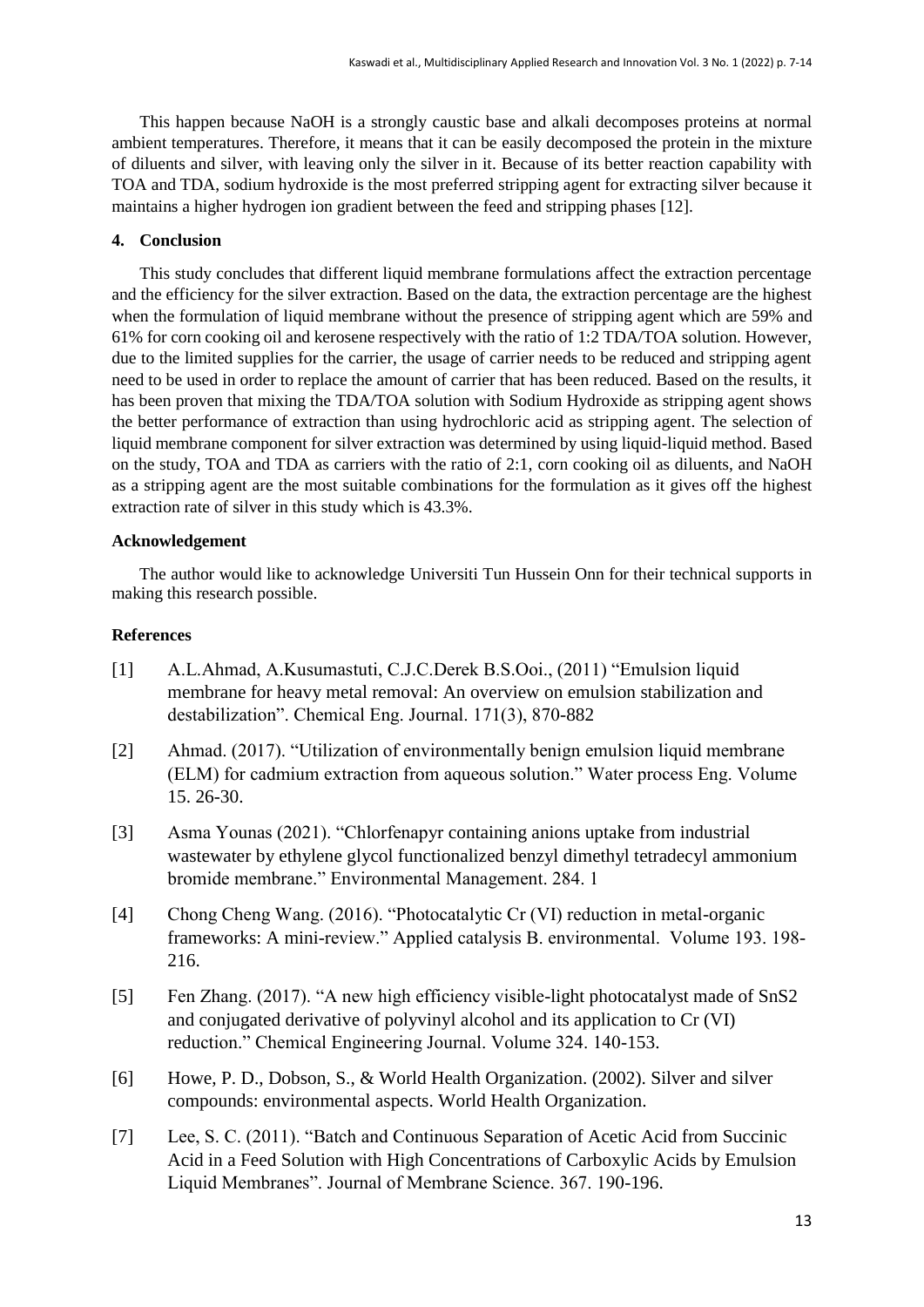This happen because NaOH is a strongly caustic base and alkali decomposes proteins at normal ambient temperatures. Therefore, it means that it can be easily decomposed the protein in the mixture of diluents and silver, with leaving only the silver in it. Because of its better reaction capability with TOA and TDA, sodium hydroxide is the most preferred stripping agent for extracting silver because it maintains a higher hydrogen ion gradient between the feed and stripping phases [12].

## 4. Conclusion

This study concludes that different liquid membrane formulations affect the extraction percentage and the efficiency for the silver extraction. Based on the data, the extraction percentage are the highest when the formulation of liquid membrane without the presence of stripping agent which are 59% and 61% for corn cooking oil and kerosene respectively with the ratio of 1:2 TDA/TOA solution. However, due to the limited supplies for the carrier, the usage of carrier needs to be reduced and stripping agent need to be used in order to replace the amount of carrier that has been reduced. Based on the results, it has been proven that mixing the TDA/TOA solution with Sodium Hydroxide as stripping agent shows the better performance of extraction than using hydrochloric acid as stripping agent. The selection of liquid membrane component for silver extraction was determined by using liquid-liquid method. Based on the study, TOA and TDA as carriers with the ratio of 2:1, corn cooking oil as diluents, and NaOH as a stripping agent are the most suitable combinations for the formulation as it gives off the highest extraction rate of silver in this study which is 43.3%.

### Acknowledgement

The author would like to acknowledge Universiti Tun Hussein Onn for their technical supports in making this research possible.

### References

[1] A.L.Ahmad, A.Kusumastuti, C.J.C.Derek B.S.Ooi., (2011) "Emulsion liquid membrane for heavy metal removal: An overview on emulsion stabilization and destabilization". Chemical Eng. Journal. 171(3), 870-882

[2] Ahmad. (2017). "Utilization of environmentally benign emulsion liquid membrane (ELM) for cadmium extraction from aqueous solution." Water process Eng. Volume 15. 26-30.

[3] Asma Younas (2021). "Chlorfenapyr containing anions uptake from industrial wastewater by ethylene glycol functionalized benzyl dimethyl tetradecyl ammonium bromide membrane." Environmental Management. 284. 1

[4] Chong Cheng Wang. (2016). "Photocatalytic Cr (VI) reduction in metal-organic frameworks: A mini-review." Applied catalysis B. environmental. Volume 193. 198-216.

[5] Fen Zhang. (2017). "A new high efficiency visible-light photocatalyst made of SnS2 and conjugated derivative of polyvinyl alcohol and its application to Cr (VI) reduction." Chemical Engineering Journal. Volume 324. 140-153.

[6] Howe, P. D., Dobson, S., & World Health Organization. (2002). Silver and silver compounds: environmental aspects. World Health Organization.

[7] Lee, S. C. (2011). "Batch and Continuous Separation of Acetic Acid from Succinic Acid in a Feed Solution with High Concentrations of Carboxylic Acids by Emulsion Liquid Membranes". Journal of Membrane Science. 367. 190-196.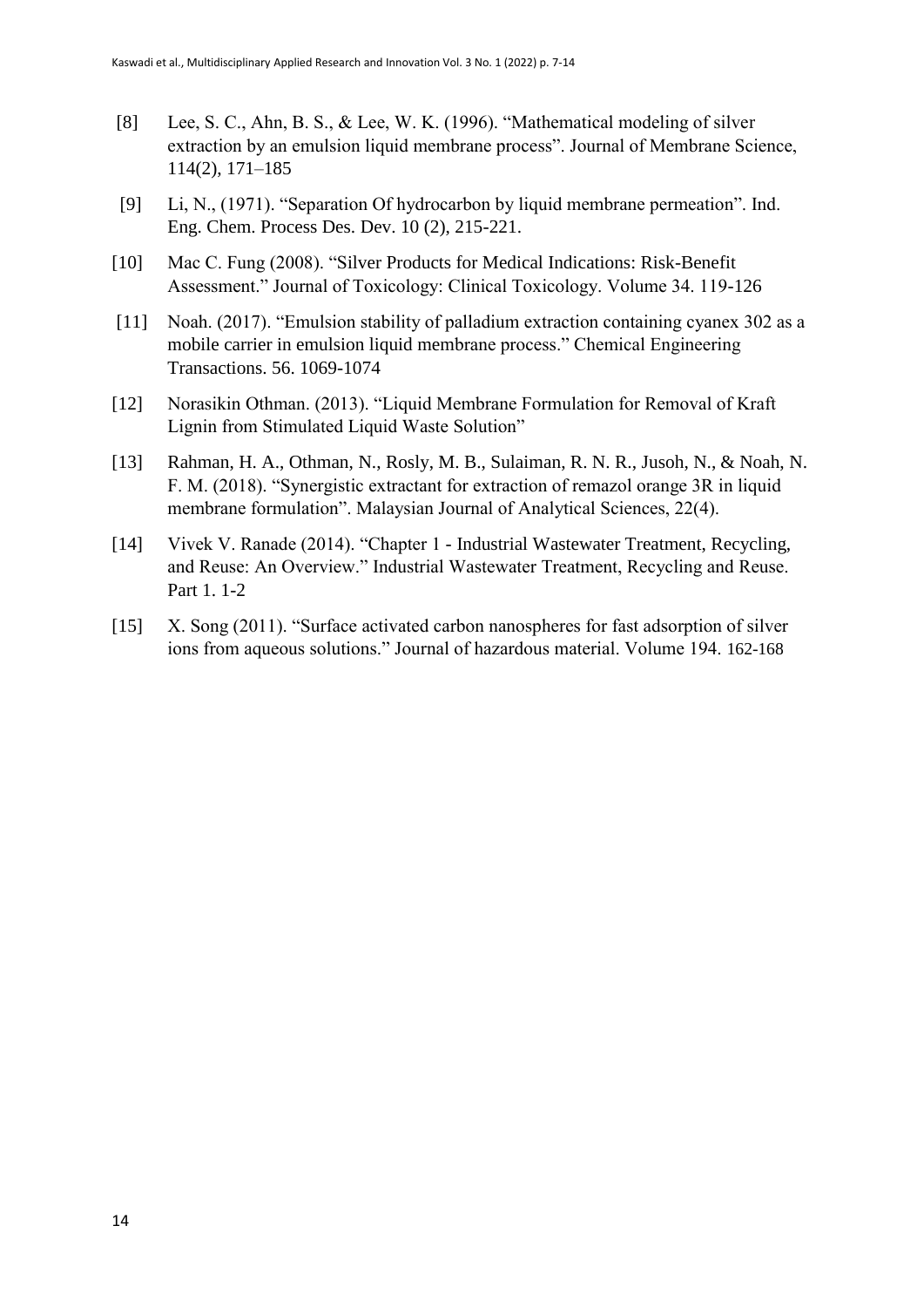[8] Lee, S. C., Ahn, B. S., & Lee, W. K. (1996). "Mathematical modeling of silver extraction by an emulsion liquid membrane process". Journal of Membrane Science, 114(2), 171–185

[9] Li, N., (1971). "Separation Of hydrocarbon by liquid membrane permeation". Ind. Eng. Chem. Process Des. Dev. 10 (2), 215-221.

[10] Mac C. Fung (2008). "Silver Products for Medical Indications: Risk-Benefit Assessment." Journal of Toxicology: Clinical Toxicology. Volume 34. 119-126

[11] Noah. (2017). "Emulsion stability of palladium extraction containing cyanex 302 as a mobile carrier in emulsion liquid membrane process." Chemical Engineering Transactions. 56. 1069-1074

[12] Norasikin Othman. (2013). "Liquid Membrane Formulation for Removal of Kraft Lignin from Stimulated Liquid Waste Solution"

[13] Rahman, H. A., Othman, N., Rosly, M. B., Sulaiman, R. N. R., Jusoh, N., & Noah, N. F. M. (2018). "Synergistic extractant for extraction of remazol orange 3R in liquid membrane formulation". Malaysian Journal of Analytical Sciences, 22(4).

[14] Vivek V. Ranade (2014). "Chapter 1 - Industrial Wastewater Treatment, Recycling, and Reuse: An Overview." Industrial Wastewater Treatment, Recycling and Reuse. Part 1. 1-2

[15] X. Song (2011). "Surface activated carbon nanospheres for fast adsorption of silver ions from aqueous solutions." Journal of hazardous material. Volume 194. 162-168